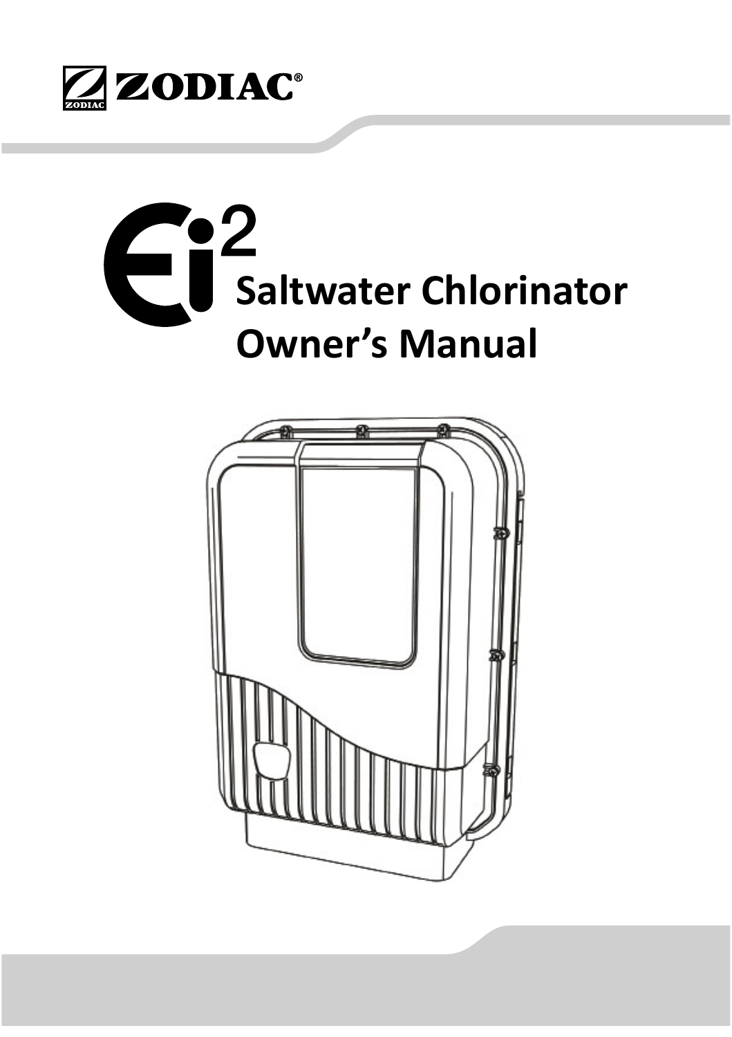ZODIAC®

# Ei2 Saltwater Chlorinator Owner's Manual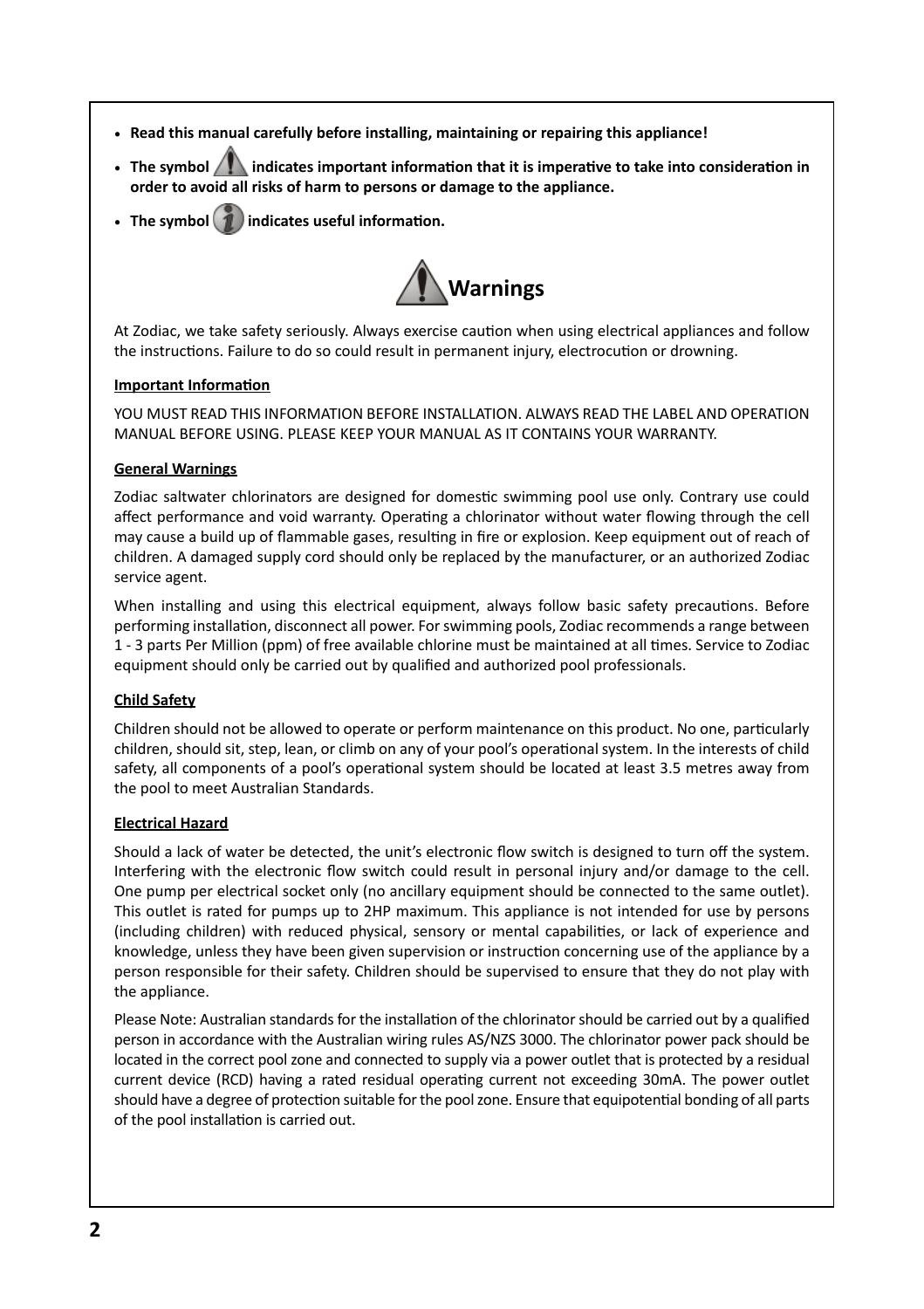- **Read this manual carefully before installing, maintaining or repairing this appliance!**
- **The symbol ⚠ indicates important information that it is imperative to take into consideration in order to avoid all risks of harm to persons or damage to the appliance.**
- **The symbol ℹ indicates useful information.**

# Warnings

At Zodiac, we take safety seriously. Always exercise caution when using electrical appliances and follow the instructions. Failure to do so could result in permanent injury, electrocution or drowning.

**Important Information**

YOU MUST READ THIS INFORMATION BEFORE INSTALLATION. ALWAYS READ THE LABEL AND OPERATION MANUAL BEFORE USING. PLEASE KEEP YOUR MANUAL AS IT CONTAINS YOUR WARRANTY.

**General Warnings**

Zodiac saltwater chlorinators are designed for domestic swimming pool use only. Contrary use could affect performance and void warranty. Operating a chlorinator without water flowing through the cell may cause a build up of flammable gases, resulting in fire or explosion. Keep equipment out of reach of children. A damaged supply cord should only be replaced by the manufacturer, or an authorized Zodiac service agent.

When installing and using this electrical equipment, always follow basic safety precautions. Before performing installation, disconnect all power. For swimming pools, Zodiac recommends a range between 1 - 3 parts Per Million (ppm) of free available chlorine must be maintained at all times. Service to Zodiac equipment should only be carried out by qualified and authorized pool professionals.

**Child Safety**

Children should not be allowed to operate or perform maintenance on this product. No one, particularly children, should sit, step, lean, or climb on any of your pool's operational system. In the interests of child safety, all components of a pool's operational system should be located at least 3.5 metres away from the pool to meet Australian Standards.

**Electrical Hazard**

Should a lack of water be detected, the unit's electronic flow switch is designed to turn off the system. Interfering with the electronic flow switch could result in personal injury and/or damage to the cell. One pump per electrical socket only (no ancillary equipment should be connected to the same outlet). This outlet is rated for pumps up to 2HP maximum. This appliance is not intended for use by persons (including children) with reduced physical, sensory or mental capabilities, or lack of experience and knowledge, unless they have been given supervision or instruction concerning use of the appliance by a person responsible for their safety. Children should be supervised to ensure that they do not play with the appliance.

Please Note: Australian standards for the installation of the chlorinator should be carried out by a qualified person in accordance with the Australian wiring rules AS/NZS 3000. The chlorinator power pack should be located in the correct pool zone and connected to supply via a power outlet that is protected by a residual current device (RCD) having a rated residual operating current not exceeding 30mA. The power outlet should have a degree of protection suitable for the pool zone. Ensure that equipotential bonding of all parts of the pool installation is carried out.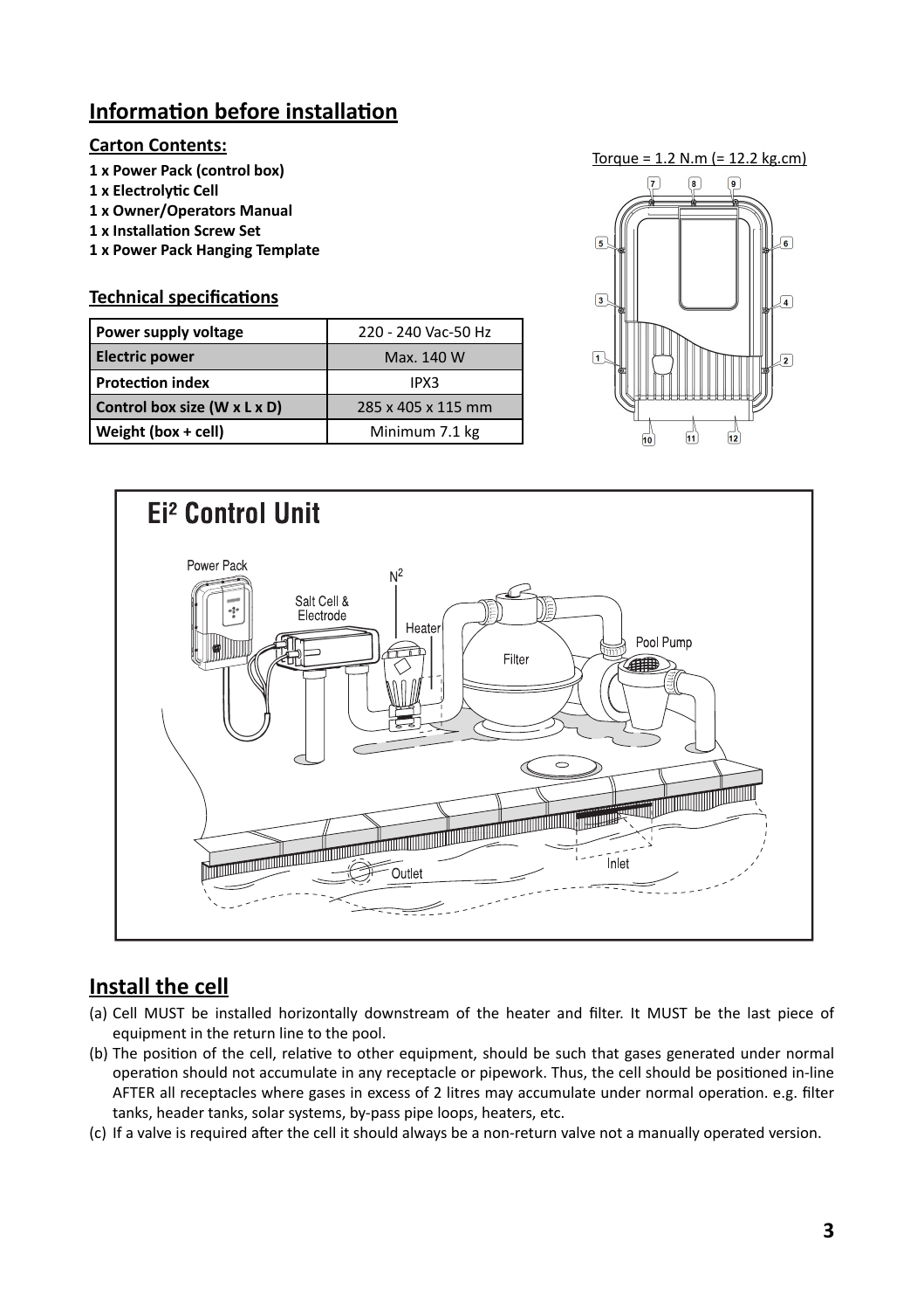## Information before installation

### Carton Contents:

**1 x Power Pack (control box)**
**1 x Electrolytic Cell**
**1 x Owner/Operators Manual**
**1 x Installation Screw Set**
**1 x Power Pack Hanging Template**

### Technical specifications

| Power supply voltage | 220 - 240 Vac-50 Hz |
|---|---|
| Electric power | Max. 140 W |
| Protection index | IPX3 |
| Control box size (W x L x D) | 285 x 405 x 115 mm |
| Weight (box + cell) | Minimum 7.1 kg |

Torque = 1.2 N.m (= 12.2 kg.cm)

## Install the cell

(a) Cell MUST be installed horizontally downstream of the heater and filter. It MUST be the last piece of equipment in the return line to the pool.

(b) The position of the cell, relative to other equipment, should be such that gases generated under normal operation should not accumulate in any receptacle or pipework. Thus, the cell should be positioned in-line AFTER all receptacles where gases in excess of 2 litres may accumulate under normal operation. e.g. filter tanks, header tanks, solar systems, by-pass pipe loops, heaters, etc.

(c) If a valve is required after the cell it should always be a non-return valve not a manually operated version.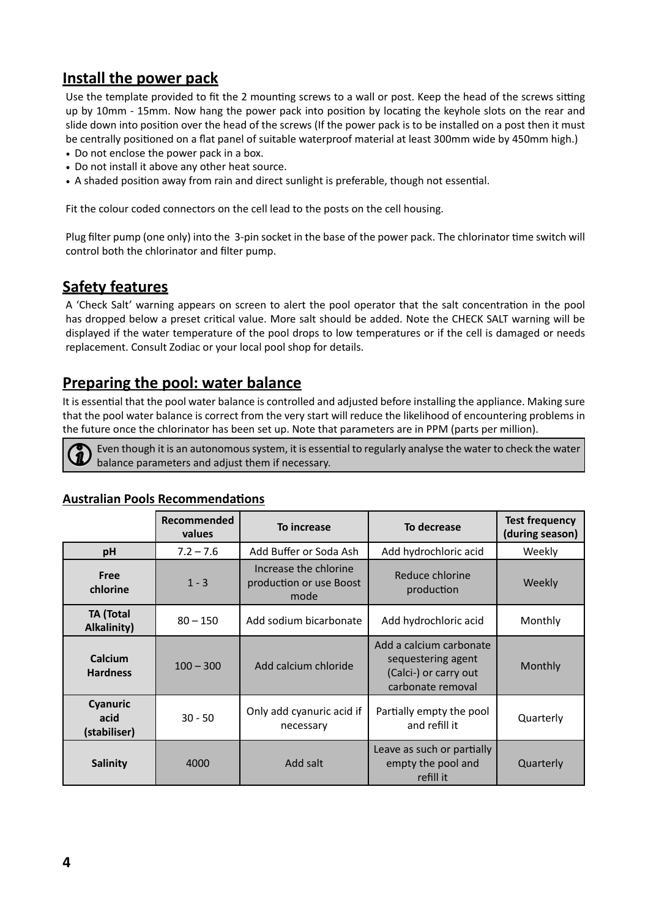## Install the power pack

Use the template provided to fit the 2 mounting screws to a wall or post. Keep the head of the screws sitting up by 10mm - 15mm. Now hang the power pack into position by locating the keyhole slots on the rear and slide down into position over the head of the screws (If the power pack is to be installed on a post then it must be centrally positioned on a flat panel of suitable waterproof material at least 300mm wide by 450mm high.)

- Do not enclose the power pack in a box.
- Do not install it above any other heat source.
- A shaded position away from rain and direct sunlight is preferable, though not essential.

Fit the colour coded connectors on the cell lead to the posts on the cell housing.

Plug filter pump (one only) into the 3-pin socket in the base of the power pack. The chlorinator time switch will control both the chlorinator and filter pump.

## Safety features

A 'Check Salt' warning appears on screen to alert the pool operator that the salt concentration in the pool has dropped below a preset critical value. More salt should be added. Note the CHECK SALT warning will be displayed if the water temperature of the pool drops to low temperatures or if the cell is damaged or needs replacement. Consult Zodiac or your local pool shop for details.

## Preparing the pool: water balance

It is essential that the pool water balance is controlled and adjusted before installing the appliance. Making sure that the pool water balance is correct from the very start will reduce the likelihood of encountering problems in the future once the chlorinator has been set up. Note that parameters are in PPM (parts per million).

Even though it is an autonomous system, it is essential to regularly analyse the water to check the water balance parameters and adjust them if necessary.

### Australian Pools Recommendations

| | Recommended values | To increase | To decrease | Test frequency (during season) |
|---|---|---|---|---|
| **pH** | 7.2 – 7.6 | Add Buffer or Soda Ash | Add hydrochloric acid | Weekly |
| **Free chlorine** | 1 - 3 | Increase the chlorine production or use Boost mode | Reduce chlorine production | Weekly |
| **TA (Total Alkalinity)** | 80 – 150 | Add sodium bicarbonate | Add hydrochloric acid | Monthly |
| **Calcium Hardness** | 100 – 300 | Add calcium chloride | Add a calcium carbonate sequestering agent (Calci-) or carry out carbonate removal | Monthly |
| **Cyanuric acid (stabiliser)** | 30 - 50 | Only add cyanuric acid if necessary | Partially empty the pool and refill it | Quarterly |
| **Salinity** | 4000 | Add salt | Leave as such or partially empty the pool and refill it | Quarterly |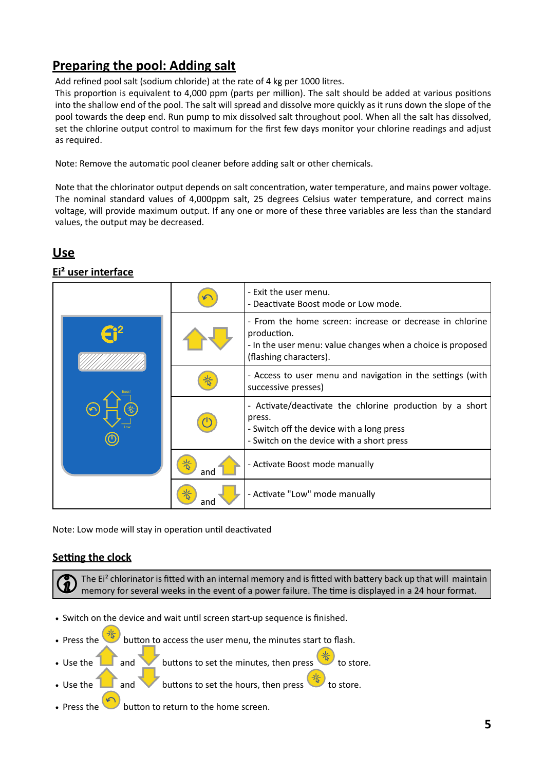## Preparing the pool: Adding salt

Add refined pool salt (sodium chloride) at the rate of 4 kg per 1000 litres.
This proportion is equivalent to 4,000 ppm (parts per million). The salt should be added at various positions into the shallow end of the pool. The salt will spread and dissolve more quickly as it runs down the slope of the pool towards the deep end. Run pump to mix dissolved salt throughout pool. When all the salt has dissolved, set the chlorine output control to maximum for the first few days monitor your chlorine readings and adjust as required.

Note: Remove the automatic pool cleaner before adding salt or other chemicals.

Note that the chlorinator output depends on salt concentration, water temperature, and mains power voltage. The nominal standard values of 4,000ppm salt, 25 degrees Celsius water temperature, and correct mains voltage, will provide maximum output. If any one or more of these three variables are less than the standard values, the output may be decreased.

## Use

### Ei² user interface

| Button | Function |
|---|---|
| Return button | - Exit the user menu.<br>- Deactivate Boost mode or Low mode. |
| Up / Down arrows | - From the home screen: increase or decrease in chlorine production.<br>- In the user menu: value changes when a choice is proposed (flashing characters). |
| Menu button | - Access to user menu and navigation in the settings (with successive presses) |
| Power button | - Activate/deactivate the chlorine production by a short press.<br>- Switch off the device with a long press<br>- Switch on the device with a short press |
| Menu button and Up arrow | - Activate Boost mode manually |
| Menu button and Down arrow | - Activate "Low" mode manually |

Note: Low mode will stay in operation until deactivated

### Setting the clock

> The Ei² chlorinator is fitted with an internal memory and is fitted with battery back up that will maintain memory for several weeks in the event of a power failure. The time is displayed in a 24 hour format.

- Switch on the device and wait until screen start-up sequence is finished.
- Press the (menu) button to access the user menu, the minutes start to flash.
- Use the (up) and (down) buttons to set the minutes, then press (menu) to store.
- Use the (up) and (down) buttons to set the hours, then press (menu) to store.
- Press the (return) button to return to the home screen.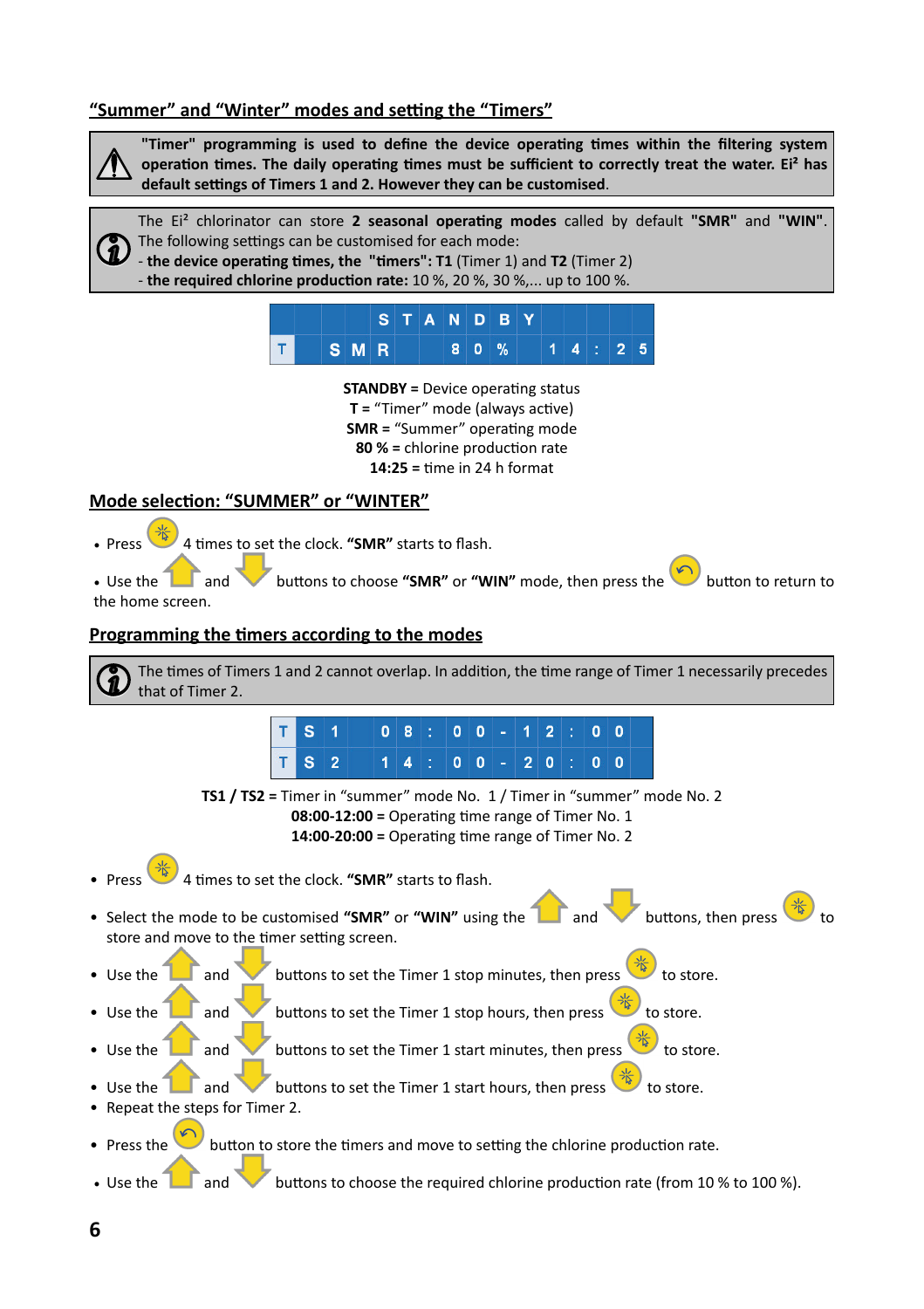## “Summer” and “Winter” modes and setting the “Timers”

> **"Timer" programming is used to define the device operating times within the filtering system operation times. The daily operating times must be sufficient to correctly treat the water. Ei² has default settings of Timers 1 and 2. However they can be customised**.

> The Ei² chlorinator can store **2 seasonal operating modes** called by default **"SMR"** and **"WIN"**. The following settings can be customised for each mode:
> - **the device operating times, the "timers": T1** (Timer 1) and **T2** (Timer 2)
> - **the required chlorine production rate:** 10 %, 20 %, 30 %,... up to 100 %.

| | | | | | S | T | A | N | D | B | Y | | | | |
|---|---|---|---|---|---|---|---|---|---|---|---|---|---|---|---|
| T | | S | M | R | | | 8 | 0 | % | | 1 | 4 | : | 2 | 5 |

**STANDBY** = Device operating status
**T** = “Timer” mode (always active)
**SMR** = “Summer” operating mode
**80 %** = chlorine production rate
**14:25** = time in 24 h format

## Mode selection: “SUMMER” or “WINTER”

- Press [set button] 4 times to set the clock. **“SMR”** starts to flash.
- Use the [up] and [down] buttons to choose **“SMR”** or **“WIN”** mode, then press the [return] button to return to the home screen.

## Programming the timers according to the modes

> The times of Timers 1 and 2 cannot overlap. In addition, the time range of Timer 1 necessarily precedes that of Timer 2.

| T | S | 1 | | 0 | 8 | : | 0 | 0 | - | 1 | 2 | : | 0 | 0 |
|---|---|---|---|---|---|---|---|---|---|---|---|---|---|---|
| T | S | 2 | | 1 | 4 | : | 0 | 0 | - | 2 | 0 | : | 0 | 0 |

**TS1 / TS2** = Timer in “summer” mode No. 1 / Timer in “summer” mode No. 2
**08:00-12:00** = Operating time range of Timer No. 1
**14:00-20:00** = Operating time range of Timer No. 2

- Press [set button] 4 times to set the clock. **“SMR”** starts to flash.
- Select the mode to be customised **“SMR”** or **“WIN”** using the [up] and [down] buttons, then press [set button] to store and move to the timer setting screen.
- Use the [up] and [down] buttons to set the Timer 1 stop minutes, then press [set button] to store.
- Use the [up] and [down] buttons to set the Timer 1 stop hours, then press [set button] to store.
- Use the [up] and [down] buttons to set the Timer 1 start minutes, then press [set button] to store.
- Use the [up] and [down] buttons to set the Timer 1 start hours, then press [set button] to store.
- Repeat the steps for Timer 2.
- Press the [return] button to store the timers and move to setting the chlorine production rate.
- Use the [up] and [down] buttons to choose the required chlorine production rate (from 10 % to 100 %).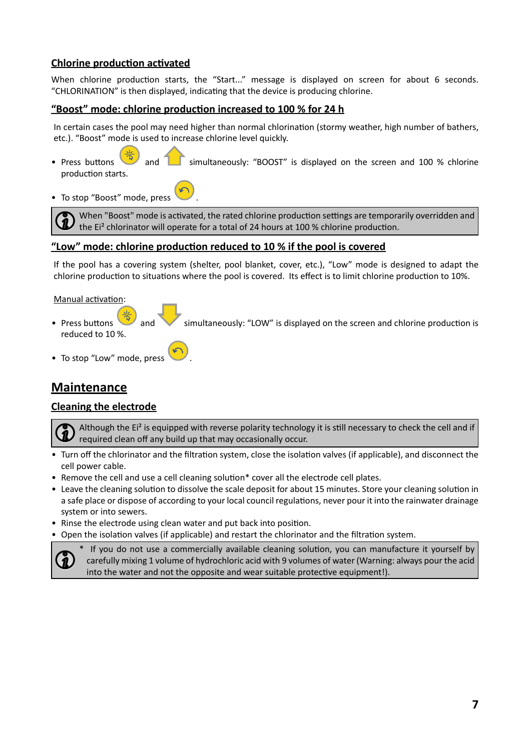### Chlorine production activated

When chlorine production starts, the “Start...” message is displayed on screen for about 6 seconds. “CHLORINATION” is then displayed, indicating that the device is producing chlorine.

### “Boost” mode: chlorine production increased to 100 % for 24 h

In certain cases the pool may need higher than normal chlorination (stormy weather, high number of bathers, etc.). “Boost” mode is used to increase chlorine level quickly.

- Press buttons and simultaneously: “BOOST” is displayed on the screen and 100 % chlorine production starts.
- To stop “Boost” mode, press .

> When "Boost" mode is activated, the rated chlorine production settings are temporarily overridden and the Ei² chlorinator will operate for a total of 24 hours at 100 % chlorine production.

### “Low” mode: chlorine production reduced to 10 % if the pool is covered

If the pool has a covering system (shelter, pool blanket, cover, etc.), “Low” mode is designed to adapt the chlorine production to situations where the pool is covered. Its effect is to limit chlorine production to 10%.

Manual activation:

- Press buttons and simultaneously: “LOW” is displayed on the screen and chlorine production is reduced to 10 %.
- To stop “Low” mode, press .

## Maintenance

### Cleaning the electrode

> Although the Ei² is equipped with reverse polarity technology it is still necessary to check the cell and if required clean off any build up that may occasionally occur.

- Turn off the chlorinator and the filtration system, close the isolation valves (if applicable), and disconnect the cell power cable.
- Remove the cell and use a cell cleaning solution* cover all the electrode cell plates.
- Leave the cleaning solution to dissolve the scale deposit for about 15 minutes. Store your cleaning solution in a safe place or dispose of according to your local council regulations, never pour it into the rainwater drainage system or into sewers.
- Rinse the electrode using clean water and put back into position.
- Open the isolation valves (if applicable) and restart the chlorinator and the filtration system.

> * If you do not use a commercially available cleaning solution, you can manufacture it yourself by carefully mixing 1 volume of hydrochloric acid with 9 volumes of water (Warning: always pour the acid into the water and not the opposite and wear suitable protective equipment!).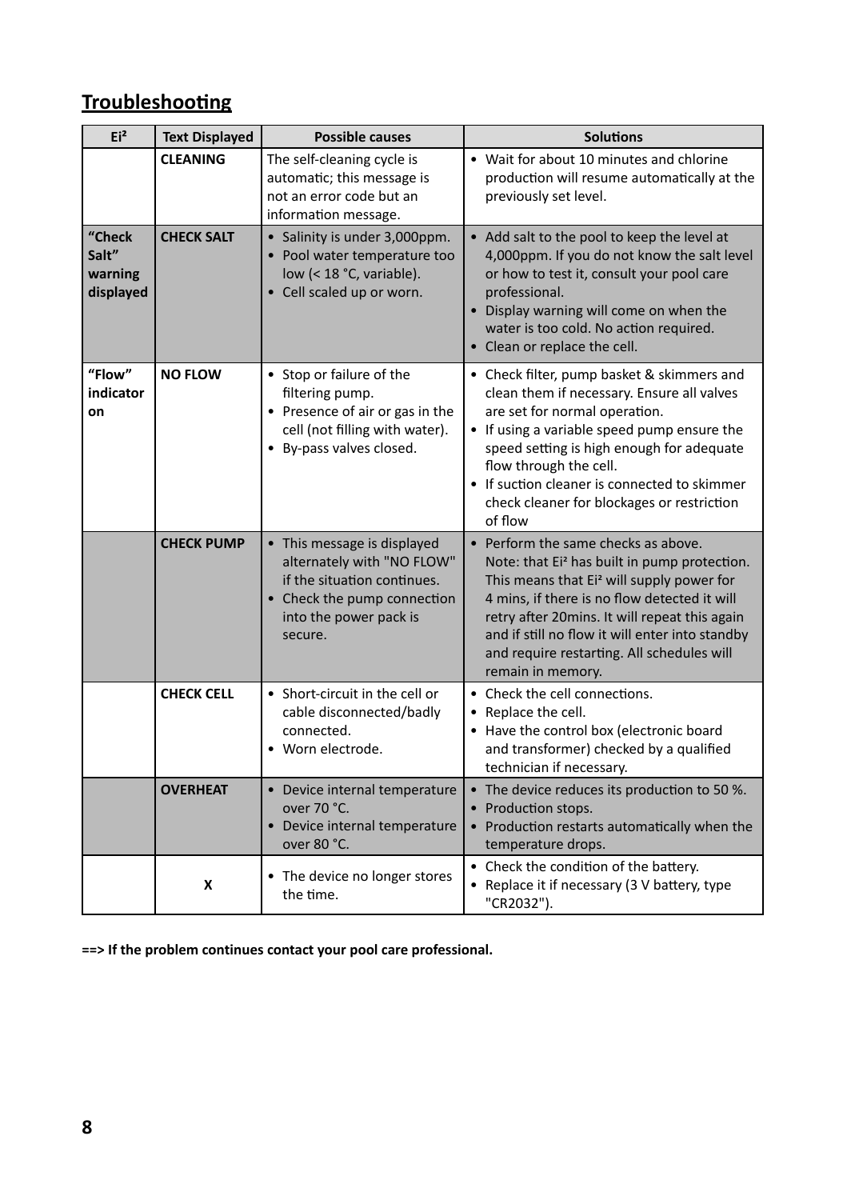## Troubleshooting

| Ei² | Text Displayed | Possible causes | Solutions |
|---|---|---|---|
| | **CLEANING** | The self-cleaning cycle is automatic; this message is not an error code but an information message. | • Wait for about 10 minutes and chlorine production will resume automatically at the previously set level. |
| **“Check Salt” warning displayed** | **CHECK SALT** | • Salinity is under 3,000ppm.<br>• Pool water temperature too low (< 18 °C, variable).<br>• Cell scaled up or worn. | • Add salt to the pool to keep the level at 4,000ppm. If you do not know the salt level or how to test it, consult your pool care professional.<br>• Display warning will come on when the water is too cold. No action required.<br>• Clean or replace the cell. |
| **“Flow” indicator on** | **NO FLOW** | • Stop or failure of the filtering pump.<br>• Presence of air or gas in the cell (not filling with water).<br>• By-pass valves closed. | • Check filter, pump basket & skimmers and clean them if necessary. Ensure all valves are set for normal operation.<br>• If using a variable speed pump ensure the speed setting is high enough for adequate flow through the cell.<br>• If suction cleaner is connected to skimmer check cleaner for blockages or restriction of flow |
| | **CHECK PUMP** | • This message is displayed alternately with "NO FLOW" if the situation continues.<br>• Check the pump connection into the power pack is secure. | • Perform the same checks as above.<br>Note: that Ei² has built in pump protection. This means that Ei² will supply power for 4 mins, if there is no flow detected it will retry after 20mins. It will repeat this again and if still no flow it will enter into standby and require restarting. All schedules will remain in memory. |
| | **CHECK CELL** | • Short-circuit in the cell or cable disconnected/badly connected.<br>• Worn electrode. | • Check the cell connections.<br>• Replace the cell.<br>• Have the control box (electronic board and transformer) checked by a qualified technician if necessary. |
| | **OVERHEAT** | • Device internal temperature over 70 °C.<br>• Device internal temperature over 80 °C. | • The device reduces its production to 50 %.<br>• Production stops.<br>• Production restarts automatically when the temperature drops. |
| | **X** | • The device no longer stores the time. | • Check the condition of the battery.<br>• Replace it if necessary (3 V battery, type "CR2032"). |

**==> If the problem continues contact your pool care professional.**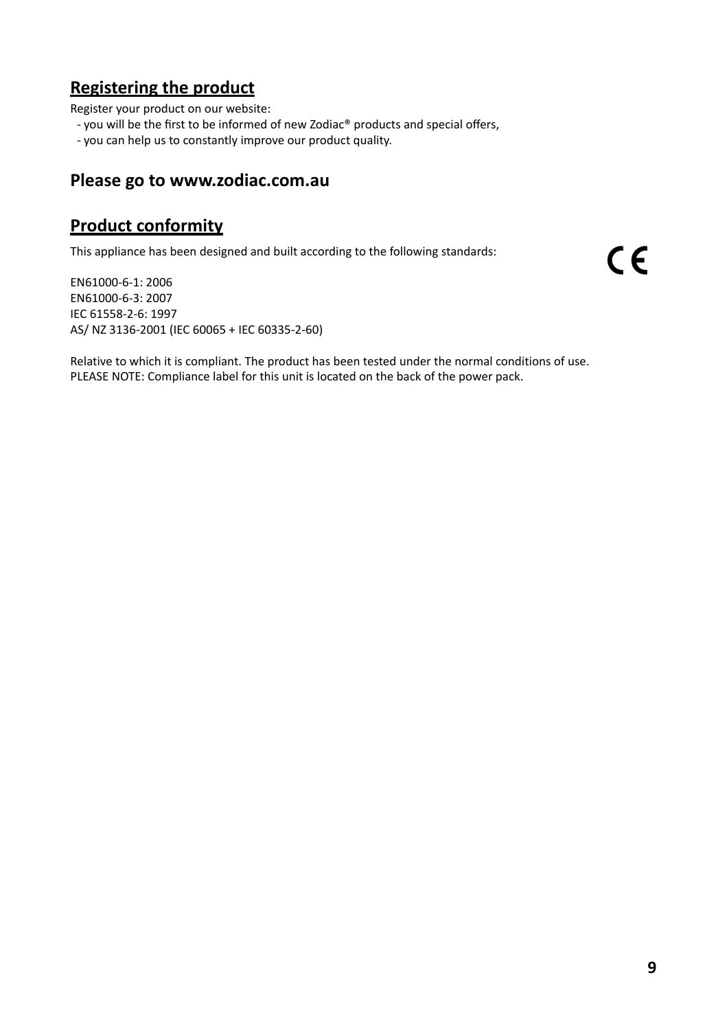## Registering the product

Register your product on our website:

- you will be the first to be informed of new Zodiac® products and special offers,
- you can help us to constantly improve our product quality.

### Please go to www.zodiac.com.au

## Product conformity

This appliance has been designed and built according to the following standards:

CE

EN61000-6-1: 2006
EN61000-6-3: 2007
IEC 61558-2-6: 1997
AS/ NZ 3136-2001 (IEC 60065 + IEC 60335-2-60)

Relative to which it is compliant. The product has been tested under the normal conditions of use.
PLEASE NOTE: Compliance label for this unit is located on the back of the power pack.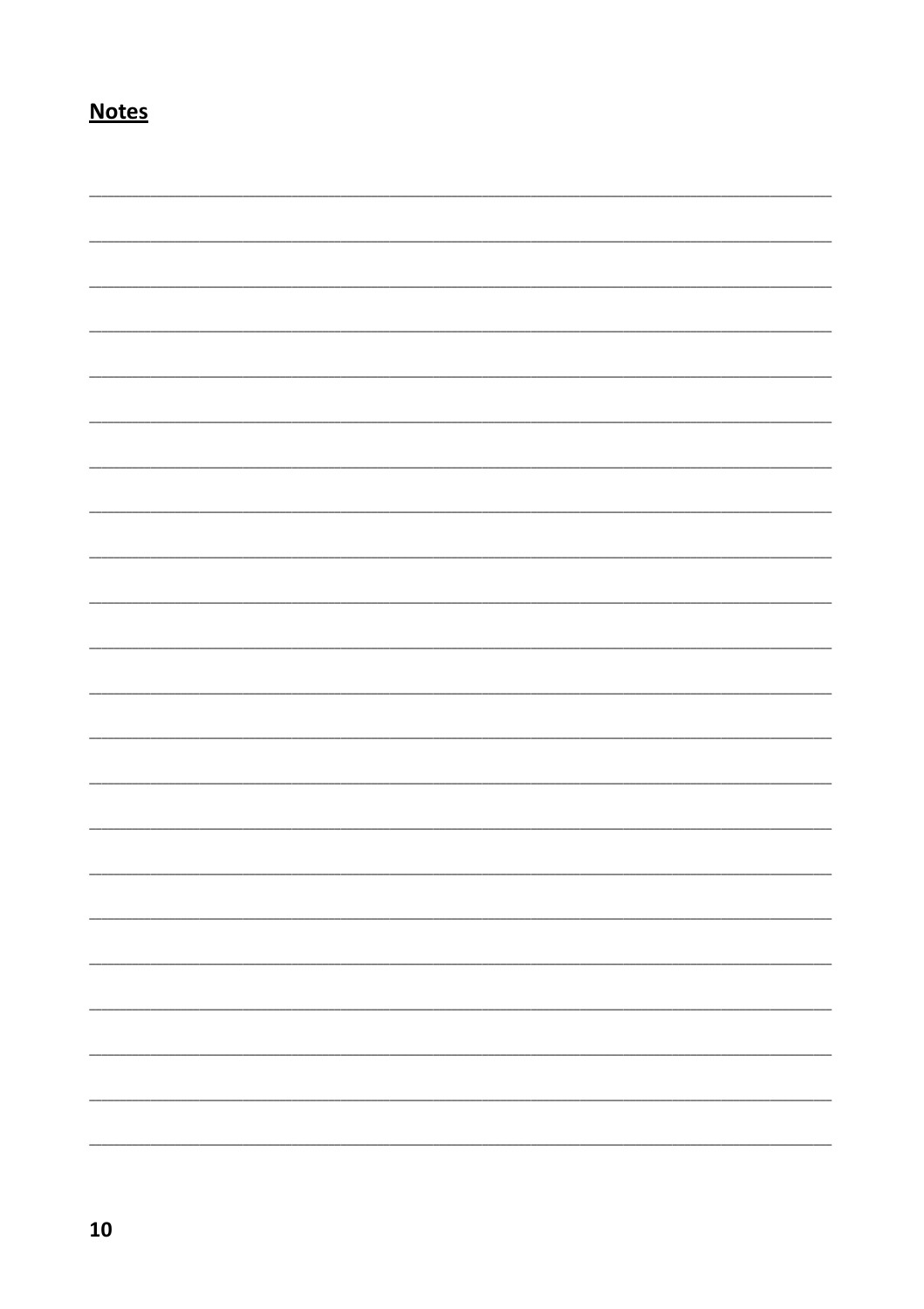**Notes**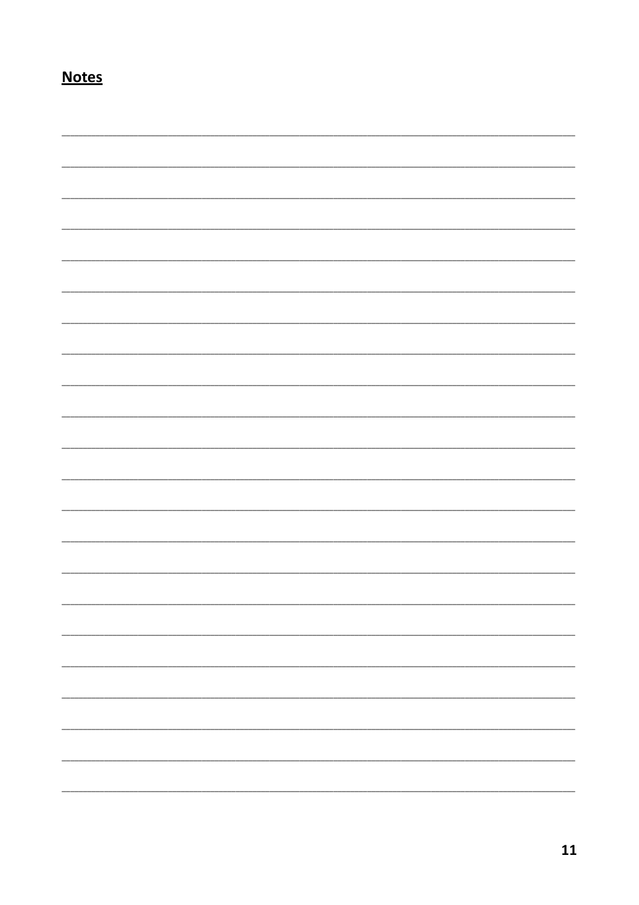**Notes**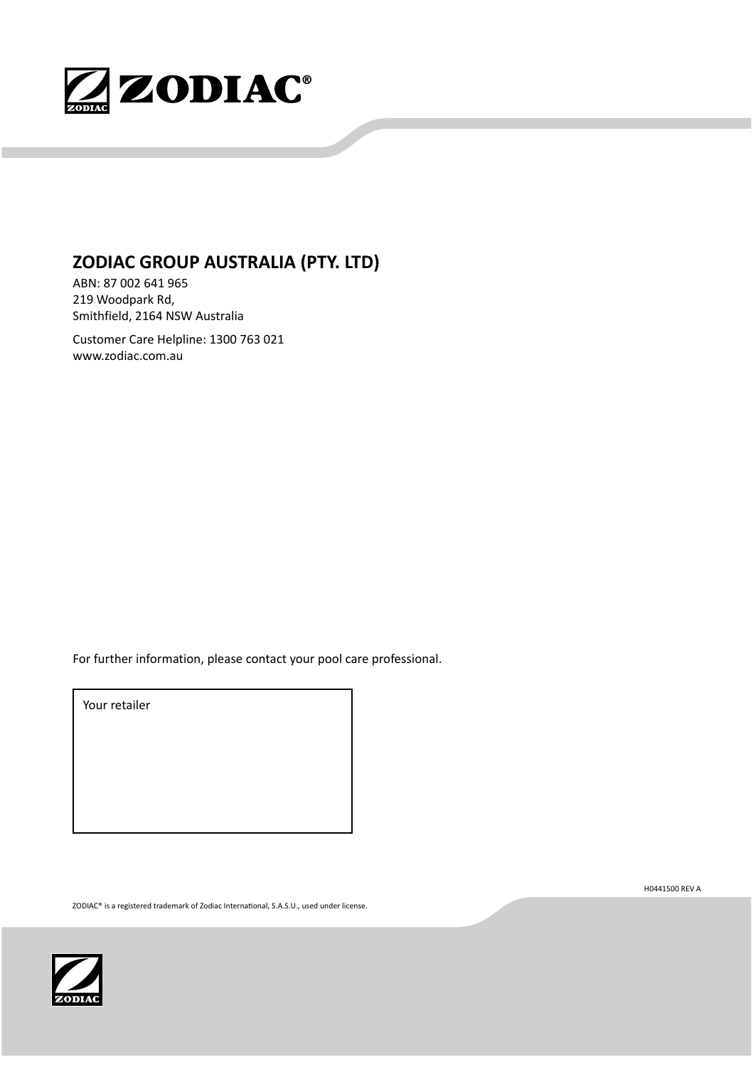## ZODIAC GROUP AUSTRALIA (PTY. LTD)

ABN: 87 002 641 965
219 Woodpark Rd,
Smithfield, 2164 NSW Australia

Customer Care Helpline: 1300 763 021
www.zodiac.com.au

For further information, please contact your pool care professional.

| Your retailer |
| --- |
| |

H0441500 REV A

ZODIAC® is a registered trademark of Zodiac International, S.A.S.U., used under license.